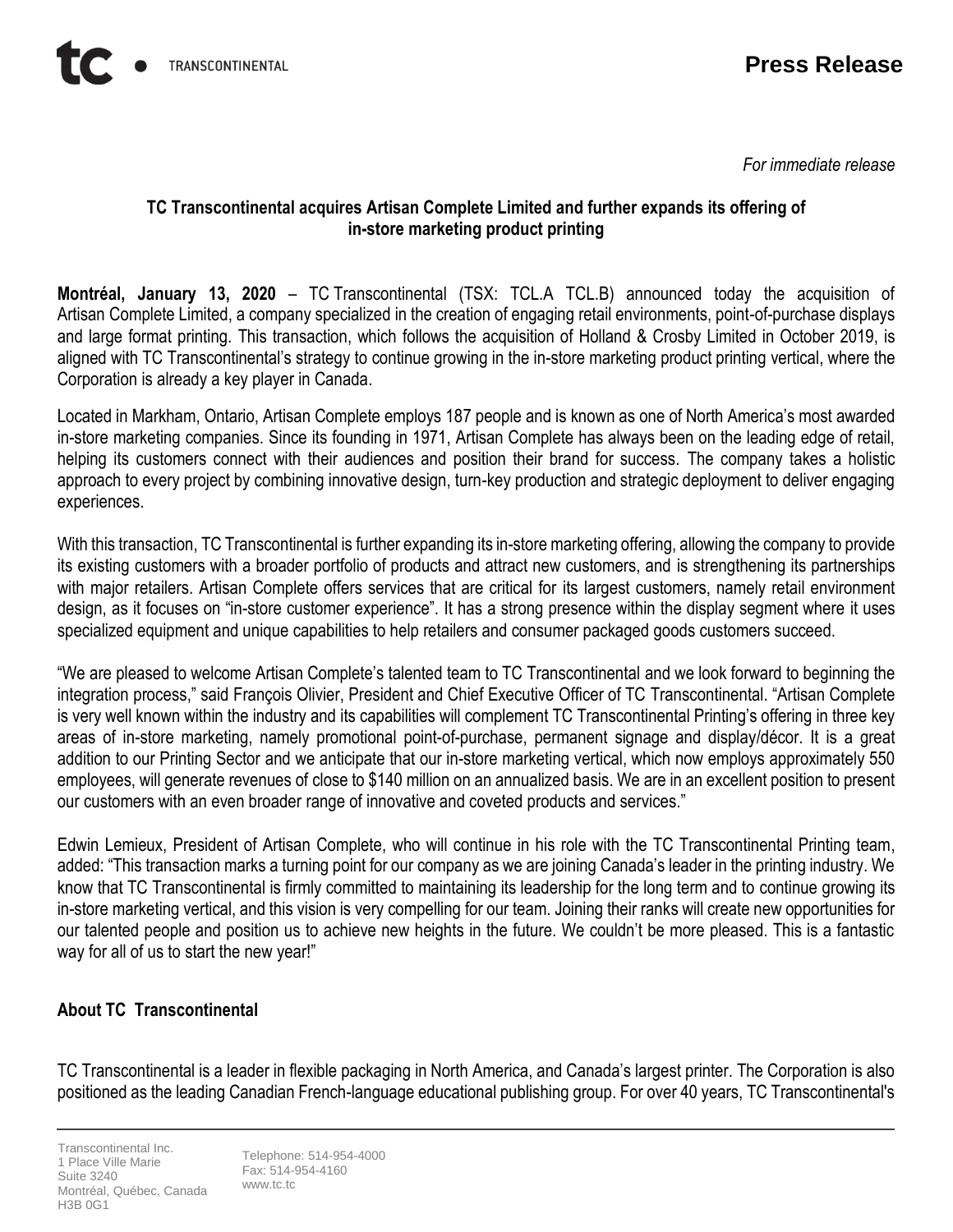**Press Release**

*For immediate release*

**TC Transcontinental acquires Artisan Complete Limited and further expands its offering of in-store marketing product printing**

**Montréal, January 13, 2020** – TC Transcontinental (TSX: TCL.A TCL.B) announced today the acquisition of Artisan Complete Limited, a company specialized in the creation of engaging retail environments, point-of-purchase displays and large format printing. This transaction, which follows the acquisition of Holland & Crosby Limited in October 2019, is aligned with TC Transcontinental's strategy to continue growing in the in-store marketing product printing vertical, where the Corporation is already a key player in Canada.

Located in Markham, Ontario, Artisan Complete employs 187 people and is known as one of North America's most awarded in-store marketing companies. Since its founding in 1971, Artisan Complete has always been on the leading edge of retail, helping its customers connect with their audiences and position their brand for success. The company takes a holistic approach to every project by combining innovative design, turn-key production and strategic deployment to deliver engaging experiences.

With this transaction, TC Transcontinental is further expanding its in-store marketing offering, allowing the company to provide its existing customers with a broader portfolio of products and attract new customers, and is strengthening its partnerships with major retailers. Artisan Complete offers services that are critical for its largest customers, namely retail environment design, as it focuses on "in-store customer experience". It has a strong presence within the display segment where it uses specialized equipment and unique capabilities to help retailers and consumer packaged goods customers succeed.

"We are pleased to welcome Artisan Complete's talented team to TC Transcontinental and we look forward to beginning the integration process," said François Olivier, President and Chief Executive Officer of TC Transcontinental. "Artisan Complete is very well known within the industry and its capabilities will complement TC Transcontinental Printing's offering in three key areas of in-store marketing, namely promotional point-of-purchase, permanent signage and display/décor. It is a great addition to our Printing Sector and we anticipate that our in-store marketing vertical, which now employs approximately 550 employees, will generate revenues of close to $140 million on an annualized basis. We are in an excellent position to present our customers with an even broader range of innovative and coveted products and services."

Edwin Lemieux, President of Artisan Complete, who will continue in his role with the TC Transcontinental Printing team, added: "This transaction marks a turning point for our company as we are joining Canada's leader in the printing industry. We know that TC Transcontinental is firmly committed to maintaining its leadership for the long term and to continue growing its in-store marketing vertical, and this vision is very compelling for our team. Joining their ranks will create new opportunities for our talented people and position us to achieve new heights in the future. We couldn't be more pleased. This is a fantastic way for all of us to start the new year!"

**About TC Transcontinental**

TC Transcontinental is a leader in flexible packaging in North America, and Canada's largest printer. The Corporation is also positioned as the leading Canadian French-language educational publishing group. For over 40 years, TC Transcontinental's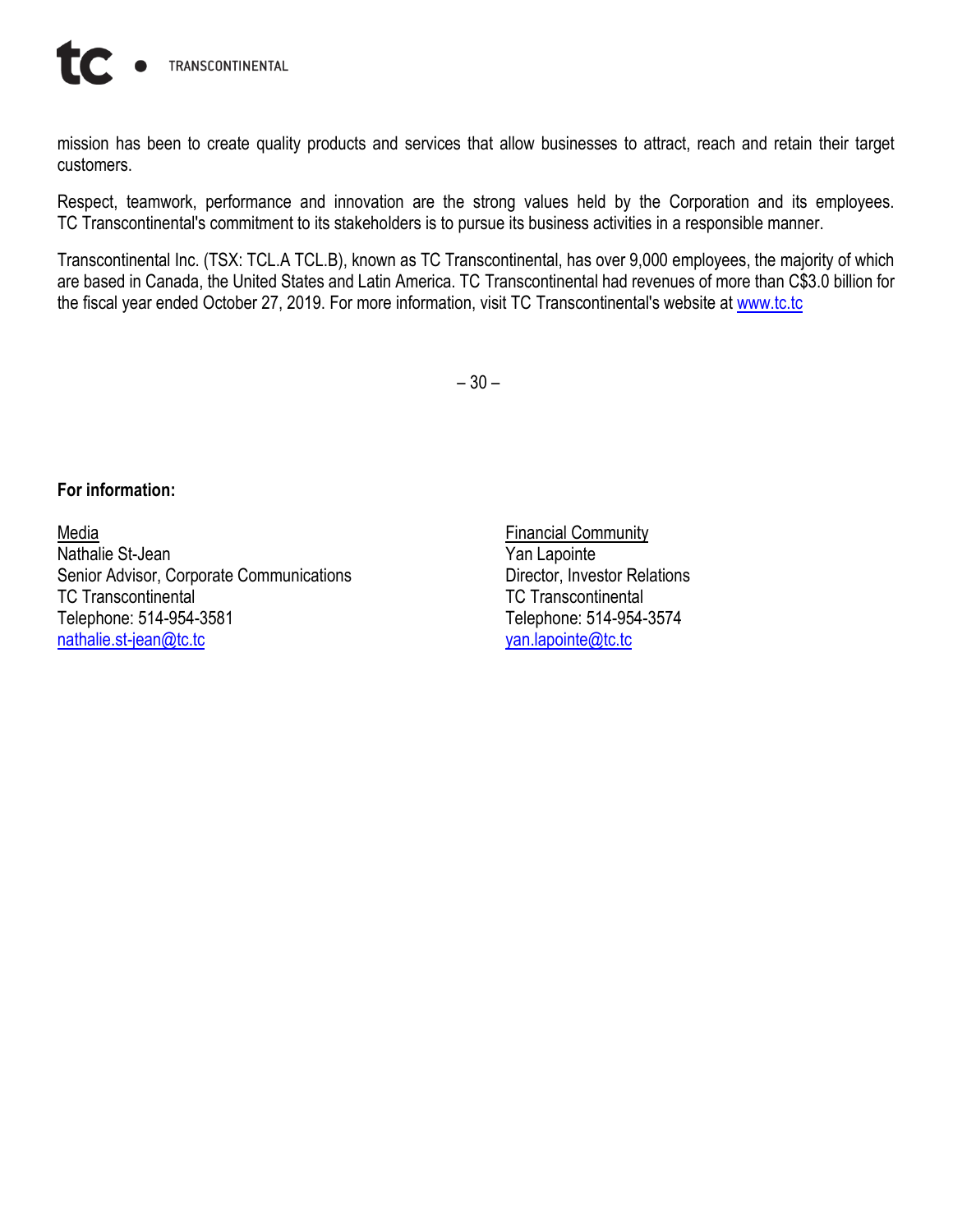mission has been to create quality products and services that allow businesses to attract, reach and retain their target customers.

Respect, teamwork, performance and innovation are the strong values held by the Corporation and its employees. TC Transcontinental's commitment to its stakeholders is to pursue its business activities in a responsible manner.

Transcontinental Inc. (TSX: TCL.A TCL.B), known as TC Transcontinental, has over 9,000 employees, the majority of which are based in Canada, the United States and Latin America. TC Transcontinental had revenues of more than C$3.0 billion for the fiscal year ended October 27, 2019. For more information, visit TC Transcontinental's website at www.tc.tc

– 30 –

**For information:**

Media
Nathalie St-Jean
Senior Advisor, Corporate Communications
TC Transcontinental
Telephone: 514-954-3581
nathalie.st-jean@tc.tc

Financial Community
Yan Lapointe
Director, Investor Relations
TC Transcontinental
Telephone: 514-954-3574
yan.lapointe@tc.tc